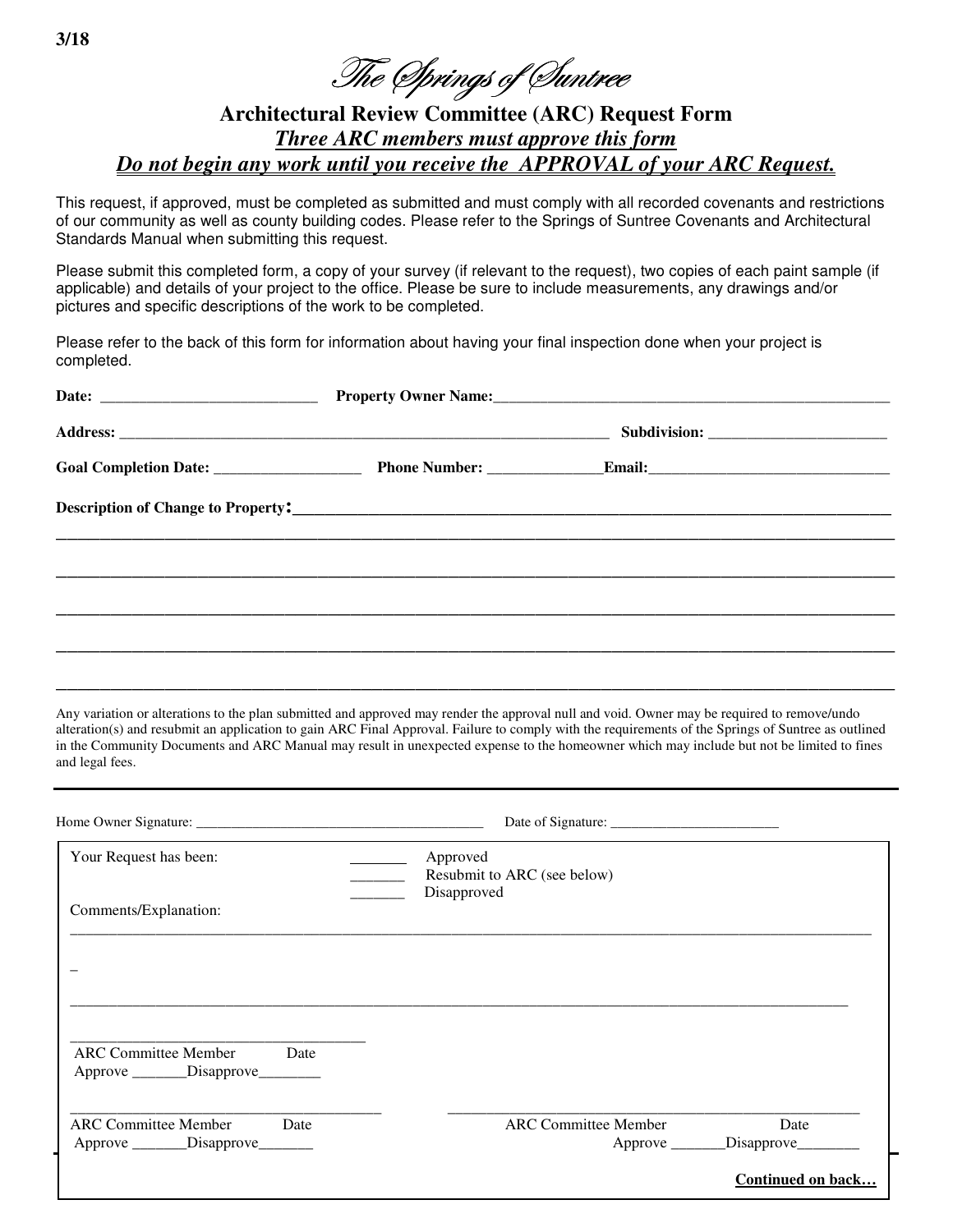3/18

# The Springs of Suntree

## Architectural Review Committee (ARC) Request Form

***Three ARC members must approve this form***

***Do not begin any work until you receive the APPROVAL of your ARC Request.***

This request, if approved, must be completed as submitted and must comply with all recorded covenants and restrictions of our community as well as county building codes. Please refer to the Springs of Suntree Covenants and Architectural Standards Manual when submitting this request.

Please submit this completed form, a copy of your survey (if relevant to the request), two copies of each paint sample (if applicable) and details of your project to the office. Please be sure to include measurements, any drawings and/or pictures and specific descriptions of the work to be completed.

Please refer to the back of this form for information about having your final inspection done when your project is completed.

**Date:** ___________________________ **Property Owner Name:**___________________________________________________

**Address:** _________________________________________________________________ **Subdivision:** _______________________

**Goal Completion Date:** __________________ **Phone Number:** ______________**Email:**_______________________________

**Description of Change to Property:**___________________________________________________________________________

_____________________________________________________________________________________________________

_____________________________________________________________________________________________________

_____________________________________________________________________________________________________

_____________________________________________________________________________________________________

_____________________________________________________________________________________________________

Any variation or alterations to the plan submitted and approved may render the approval null and void. Owner may be required to remove/undo alteration(s) and resubmit an application to gain ARC Final Approval. Failure to comply with the requirements of the Springs of Suntree as outlined in the Community Documents and ARC Manual may result in unexpected expense to the homeowner which may include but not be limited to fines and legal fees.

---

Home Owner Signature: ________________________________________ Date of Signature: ________________________

Your Request has been: _______ Approved
_______ Resubmit to ARC (see below)
_______ Disapproved

Comments/Explanation:

_____________________________________________________________________________________________________

_

_____________________________________________________________________________________________________

______________________________________
ARC Committee Member Date
Approve _______Disapprove________

______________________________________ ______________________________________
ARC Committee Member Date ARC Committee Member Date
Approve _______Disapprove_______ Approve _______Disapprove________

**Continued on back…**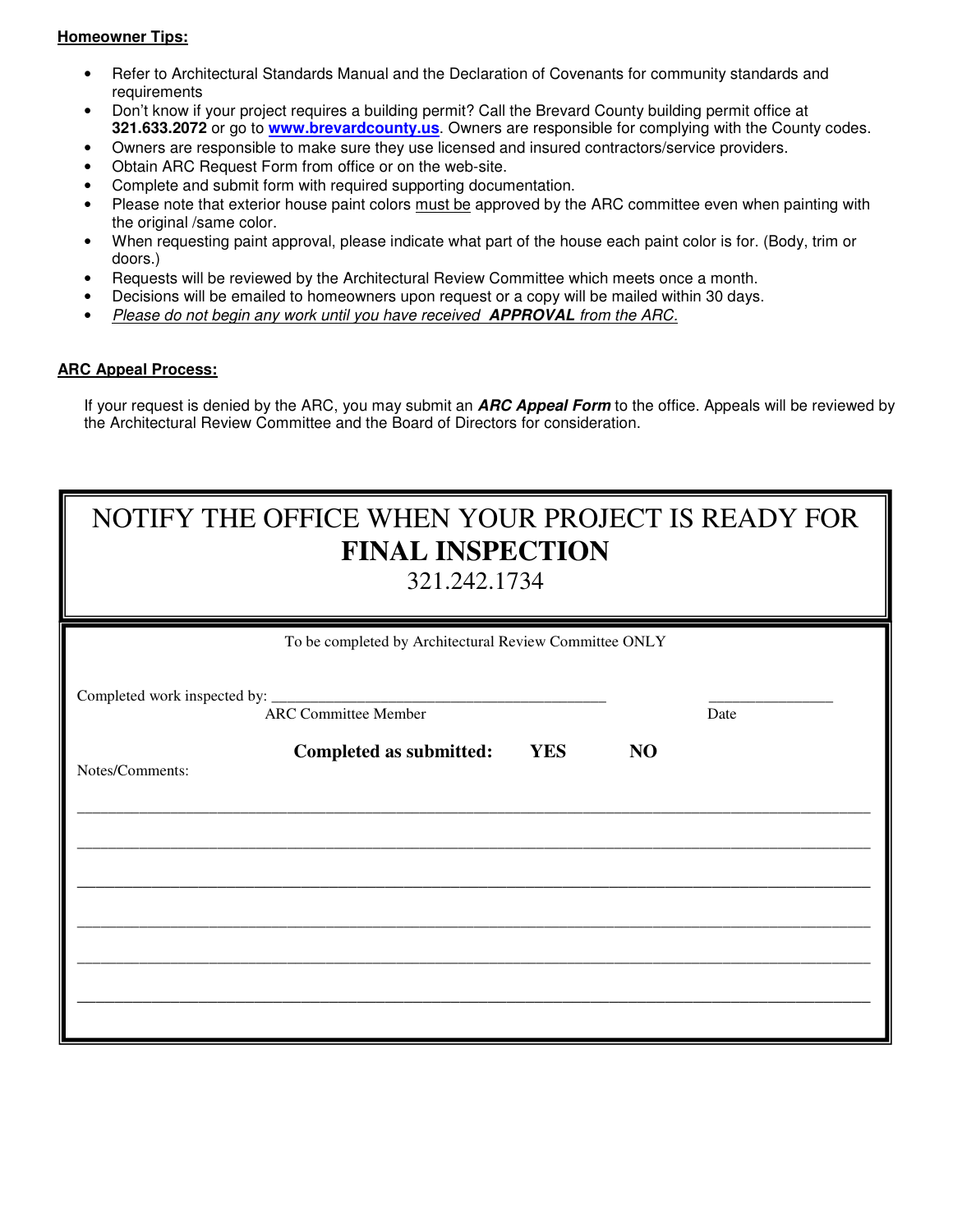**Homeowner Tips:**

- Refer to Architectural Standards Manual and the Declaration of Covenants for community standards and requirements
- Don't know if your project requires a building permit? Call the Brevard County building permit office at **321.633.2072** or go to **www.brevardcounty.us**. Owners are responsible for complying with the County codes.
- Owners are responsible to make sure they use licensed and insured contractors/service providers.
- Obtain ARC Request Form from office or on the web-site.
- Complete and submit form with required supporting documentation.
- Please note that exterior house paint colors must be approved by the ARC committee even when painting with the original /same color.
- When requesting paint approval, please indicate what part of the house each paint color is for. (Body, trim or doors.)
- Requests will be reviewed by the Architectural Review Committee which meets once a month.
- Decisions will be emailed to homeowners upon request or a copy will be mailed within 30 days.
- *Please do not begin any work until you have received **APPROVAL** from the ARC.*

**ARC Appeal Process:**

If your request is denied by the ARC, you may submit an ***ARC Appeal Form*** to the office. Appeals will be reviewed by the Architectural Review Committee and the Board of Directors for consideration.

NOTIFY THE OFFICE WHEN YOUR PROJECT IS READY FOR
**FINAL INSPECTION**
321.242.1734

To be completed by Architectural Review Committee ONLY

Completed work inspected by: ___________________________________________ _______________
ARC Committee Member Date

**Completed as submitted: YES NO**

Notes/Comments:

_______________________________________________________________________________

_______________________________________________________________________________

_______________________________________________________________________________

_______________________________________________________________________________

_______________________________________________________________________________

_______________________________________________________________________________